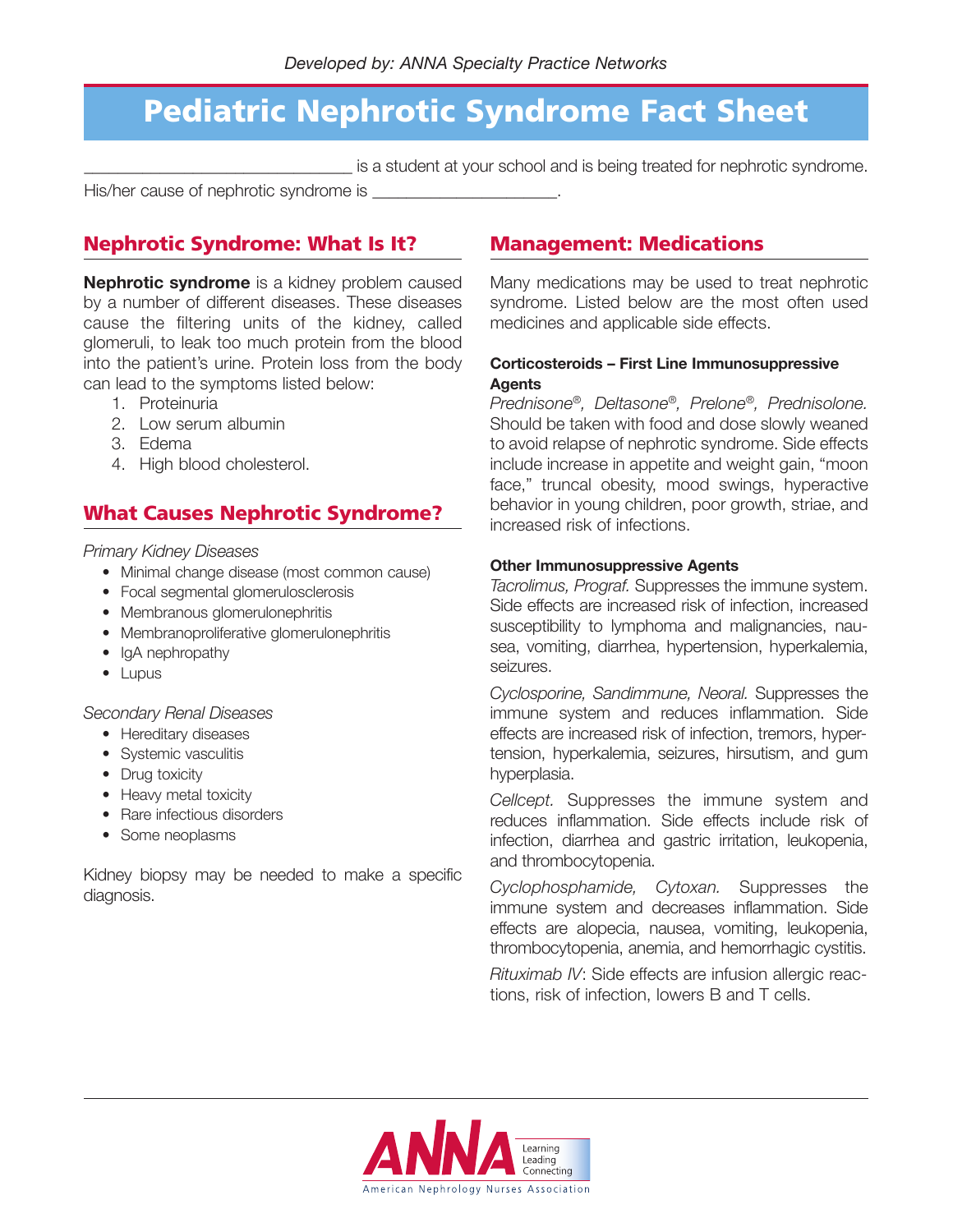Developed by: ANNA Specialty Practice Networks

# Pediatric Nephrotic Syndrome Fact Sheet

______________________________ is a student at your school and is being treated for nephrotic syndrome. His/her cause of nephrotic syndrome is ____________________.

## Nephrotic Syndrome: What Is It?

**Nephrotic syndrome** is a kidney problem caused by a number of different diseases. These diseases cause the filtering units of the kidney, called glomeruli, to leak too much protein from the blood into the patient's urine. Protein loss from the body can lead to the symptoms listed below:

1. Proteinuria
2. Low serum albumin
3. Edema
4. High blood cholesterol.

## What Causes Nephrotic Syndrome?

*Primary Kidney Diseases*

- Minimal change disease (most common cause)
- Focal segmental glomerulosclerosis
- Membranous glomerulonephritis
- Membranoproliferative glomerulonephritis
- IgA nephropathy
- Lupus

*Secondary Renal Diseases*

- Hereditary diseases
- Systemic vasculitis
- Drug toxicity
- Heavy metal toxicity
- Rare infectious disorders
- Some neoplasms

Kidney biopsy may be needed to make a specific diagnosis.

## Management: Medications

Many medications may be used to treat nephrotic syndrome. Listed below are the most often used medicines and applicable side effects.

**Corticosteroids – First Line Immunosuppressive Agents**

*Prednisone®, Deltasone®, Prelone®, Prednisolone.* Should be taken with food and dose slowly weaned to avoid relapse of nephrotic syndrome. Side effects include increase in appetite and weight gain, "moon face," truncal obesity, mood swings, hyperactive behavior in young children, poor growth, striae, and increased risk of infections.

**Other Immunosuppressive Agents**

*Tacrolimus, Prograf.* Suppresses the immune system. Side effects are increased risk of infection, increased susceptibility to lymphoma and malignancies, nausea, vomiting, diarrhea, hypertension, hyperkalemia, seizures.

*Cyclosporine, Sandimmune, Neoral.* Suppresses the immune system and reduces inflammation. Side effects are increased risk of infection, tremors, hypertension, hyperkalemia, seizures, hirsutism, and gum hyperplasia.

*Cellcept.* Suppresses the immune system and reduces inflammation. Side effects include risk of infection, diarrhea and gastric irritation, leukopenia, and thrombocytopenia.

*Cyclophosphamide, Cytoxan.* Suppresses the immune system and decreases inflammation. Side effects are alopecia, nausea, vomiting, leukopenia, thrombocytopenia, anemia, and hemorrhagic cystitis.

*Rituximab IV*: Side effects are infusion allergic reactions, risk of infection, lowers B and T cells.

ANNA Learning Leading Connecting
American Nephrology Nurses Association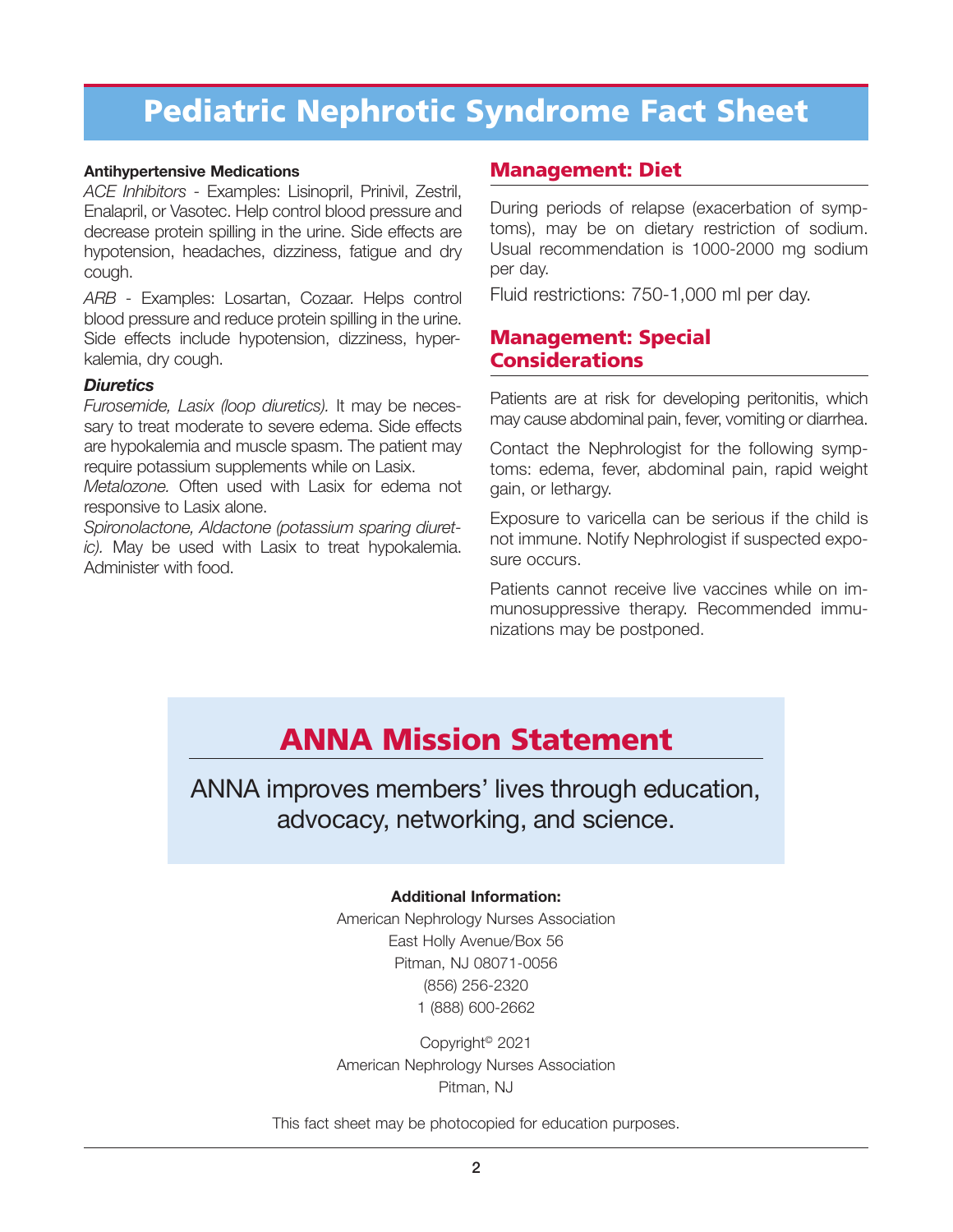# Pediatric Nephrotic Syndrome Fact Sheet

**Antihypertensive Medications**

*ACE Inhibitors* - Examples: Lisinopril, Prinivil, Zestril, Enalapril, or Vasotec. Help control blood pressure and decrease protein spilling in the urine. Side effects are hypotension, headaches, dizziness, fatigue and dry cough.

*ARB* - Examples: Losartan, Cozaar. Helps control blood pressure and reduce protein spilling in the urine. Side effects include hypotension, dizziness, hyperkalemia, dry cough.

***Diuretics***

*Furosemide, Lasix (loop diuretics).* It may be necessary to treat moderate to severe edema. Side effects are hypokalemia and muscle spasm. The patient may require potassium supplements while on Lasix.

*Metalozone.* Often used with Lasix for edema not responsive to Lasix alone.

*Spironolactone, Aldactone (potassium sparing diuretic).* May be used with Lasix to treat hypokalemia. Administer with food.

## Management: Diet

During periods of relapse (exacerbation of symptoms), may be on dietary restriction of sodium. Usual recommendation is 1000-2000 mg sodium per day.

Fluid restrictions: 750-1,000 ml per day.

## Management: Special Considerations

Patients are at risk for developing peritonitis, which may cause abdominal pain, fever, vomiting or diarrhea.

Contact the Nephrologist for the following symptoms: edema, fever, abdominal pain, rapid weight gain, or lethargy.

Exposure to varicella can be serious if the child is not immune. Notify Nephrologist if suspected exposure occurs.

Patients cannot receive live vaccines while on immunosuppressive therapy. Recommended immunizations may be postponed.

## ANNA Mission Statement

ANNA improves members' lives through education, advocacy, networking, and science.

**Additional Information:**

American Nephrology Nurses Association
East Holly Avenue/Box 56
Pitman, NJ 08071-0056
(856) 256-2320
1 (888) 600-2662

Copyright© 2021
American Nephrology Nurses Association
Pitman, NJ

This fact sheet may be photocopied for education purposes.